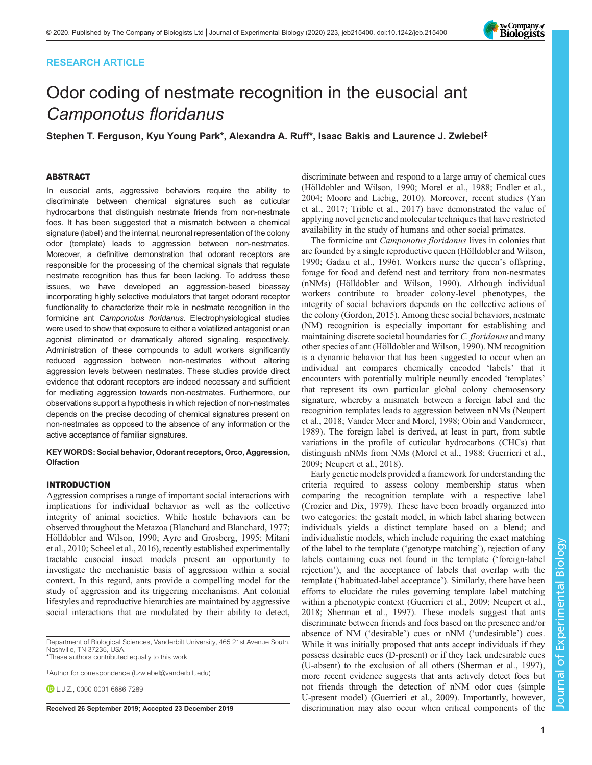RESEARCH ARTICLE

# Odor coding of nestmate recognition in the eusocial ant *Camponotus floridanus*

**Stephen T. Ferguson, Kyu Young Park*, Alexandra A. Ruff*, Isaac Bakis and Laurence J. Zwiebel‡**

## ABSTRACT

In eusocial ants, aggressive behaviors require the ability to discriminate between chemical signatures such as cuticular hydrocarbons that distinguish nestmate friends from non-nestmate foes. It has been suggested that a mismatch between a chemical signature (label) and the internal, neuronal representation of the colony odor (template) leads to aggression between non-nestmates. Moreover, a definitive demonstration that odorant receptors are responsible for the processing of the chemical signals that regulate nestmate recognition has thus far been lacking. To address these issues, we have developed an aggression-based bioassay incorporating highly selective modulators that target odorant receptor functionality to characterize their role in nestmate recognition in the formicine ant *Camponotus floridanus*. Electrophysiological studies were used to show that exposure to either a volatilized antagonist or an agonist eliminated or dramatically altered signaling, respectively. Administration of these compounds to adult workers significantly reduced aggression between non-nestmates without altering aggression levels between nestmates. These studies provide direct evidence that odorant receptors are indeed necessary and sufficient for mediating aggression towards non-nestmates. Furthermore, our observations support a hypothesis in which rejection of non-nestmates depends on the precise decoding of chemical signatures present on non-nestmates as opposed to the absence of any information or the active acceptance of familiar signatures.

**KEY WORDS: Social behavior, Odorant receptors, Orco, Aggression, Olfaction**

## INTRODUCTION

Aggression comprises a range of important social interactions with implications for individual behavior as well as the collective integrity of animal societies. While hostile behaviors can be observed throughout the Metazoa (Blanchard and Blanchard, 1977; Hölldobler and Wilson, 1990; Ayre and Grosberg, 1995; Mitani et al., 2010; Scheel et al., 2016), recently established experimentally tractable eusocial insect models present an opportunity to investigate the mechanistic basis of aggression within a social context. In this regard, ants provide a compelling model for the study of aggression and its triggering mechanisms. Ant colonial lifestyles and reproductive hierarchies are maintained by aggressive social interactions that are modulated by their ability to detect, discriminate between and respond to a large array of chemical cues (Hölldobler and Wilson, 1990; Morel et al., 1988; Endler et al., 2004; Moore and Liebig, 2010). Moreover, recent studies (Yan et al., 2017; Trible et al., 2017) have demonstrated the value of applying novel genetic and molecular techniques that have restricted availability in the study of humans and other social primates.

The formicine ant *Camponotus floridanus* lives in colonies that are founded by a single reproductive queen (Hölldobler and Wilson, 1990; Gadau et al., 1996). Workers nurse the queen's offspring, forage for food and defend nest and territory from non-nestmates (nNMs) (Hölldobler and Wilson, 1990). Although individual workers contribute to broader colony-level phenotypes, the integrity of social behaviors depends on the collective actions of the colony (Gordon, 2015). Among these social behaviors, nestmate (NM) recognition is especially important for establishing and maintaining discrete societal boundaries for *C. floridanus* and many other species of ant (Hölldobler and Wilson, 1990). NM recognition is a dynamic behavior that has been suggested to occur when an individual ant compares chemically encoded 'labels' that it encounters with potentially multiple neurally encoded 'templates' that represent its own particular global colony chemosensory signature, whereby a mismatch between a foreign label and the recognition templates leads to aggression between nNMs (Neupert et al., 2018; Vander Meer and Morel, 1998; Obin and Vandermeer, 1989). The foreign label is derived, at least in part, from subtle variations in the profile of cuticular hydrocarbons (CHCs) that distinguish nNMs from NMs (Morel et al., 1988; Guerrieri et al., 2009; Neupert et al., 2018).

Early genetic models provided a framework for understanding the criteria required to assess colony membership status when comparing the recognition template with a respective label (Crozier and Dix, 1979). These have been broadly organized into two categories: the gestalt model, in which label sharing between individuals yields a distinct template based on a blend; and individualistic models, which include requiring the exact matching of the label to the template ('genotype matching'), rejection of any labels containing cues not found in the template ('foreign-label rejection'), and the acceptance of labels that overlap with the template ('habituated-label acceptance'). Similarly, there have been efforts to elucidate the rules governing template–label matching within a phenotypic context (Guerrieri et al., 2009; Neupert et al., 2018; Sherman et al., 1997). These models suggest that ants discriminate between friends and foes based on the presence and/or absence of NM ('desirable') cues or nNM ('undesirable') cues. While it was initially proposed that ants accept individuals if they possess desirable cues (D-present) or if they lack undesirable cues (U-absent) to the exclusion of all others (Sherman et al., 1997), more recent evidence suggests that ants actively detect foes but not friends through the detection of nNM odor cues (simple U-present model) (Guerrieri et al., 2009). Importantly, however, discrimination may also occur when critical components of the

Department of Biological Sciences, Vanderbilt University, 465 21st Avenue South, Nashville, TN 37235, USA.
*These authors contributed equally to this work

‡Author for correspondence (l.zwiebel@vanderbilt.edu)

L.J.Z., 0000-0001-6686-7289

**Received 26 September 2019; Accepted 23 December 2019**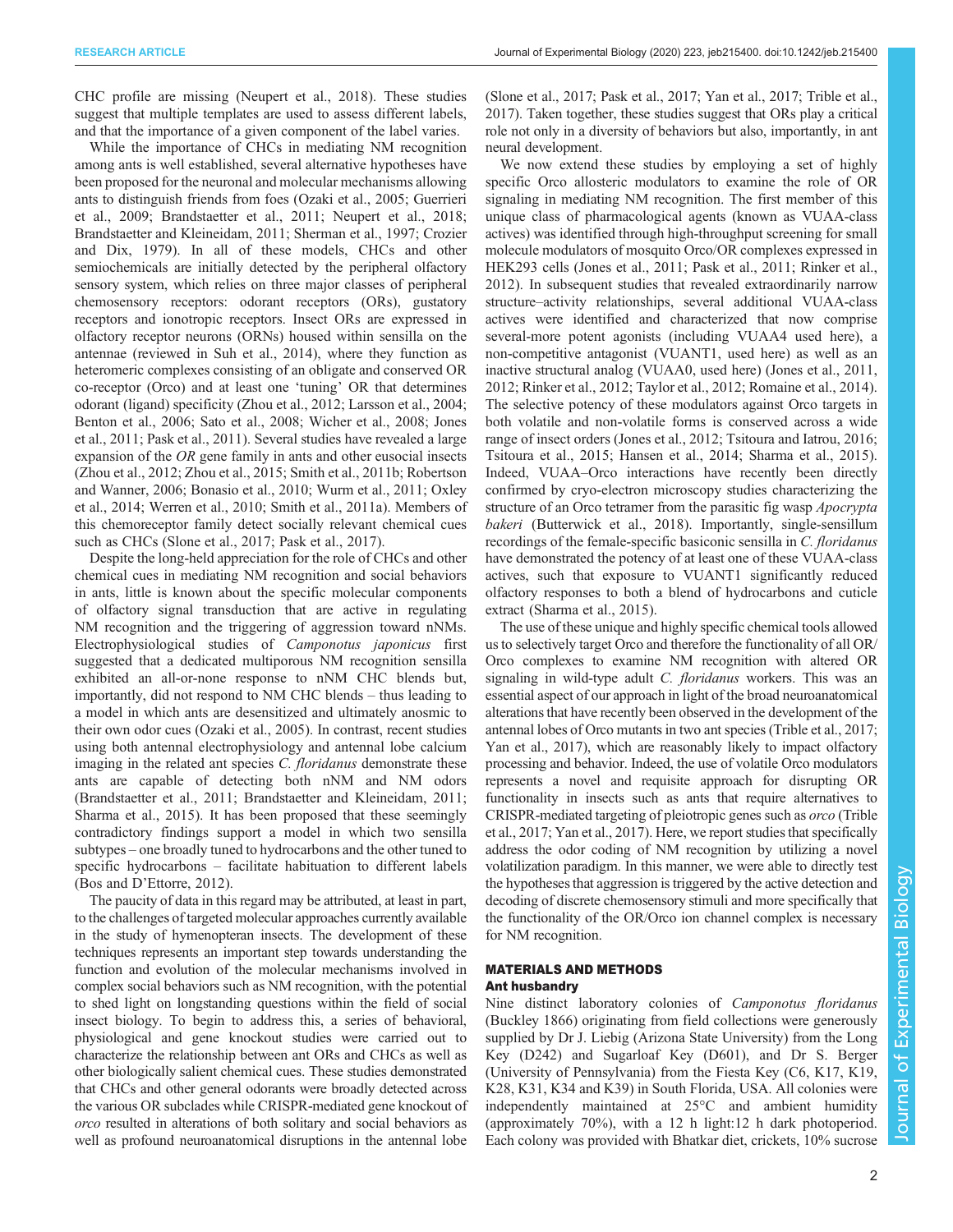CHC profile are missing (Neupert et al., 2018). These studies suggest that multiple templates are used to assess different labels, and that the importance of a given component of the label varies.

While the importance of CHCs in mediating NM recognition among ants is well established, several alternative hypotheses have been proposed for the neuronal and molecular mechanisms allowing ants to distinguish friends from foes (Ozaki et al., 2005; Guerrieri et al., 2009; Brandstaetter et al., 2011; Neupert et al., 2018; Brandstaetter and Kleineidam, 2011; Sherman et al., 1997; Crozier and Dix, 1979). In all of these models, CHCs and other semiochemicals are initially detected by the peripheral olfactory sensory system, which relies on three major classes of peripheral chemosensory receptors: odorant receptors (ORs), gustatory receptors and ionotropic receptors. Insect ORs are expressed in olfactory receptor neurons (ORNs) housed within sensilla on the antennae (reviewed in Suh et al., 2014), where they function as heteromeric complexes consisting of an obligate and conserved OR co-receptor (Orco) and at least one 'tuning' OR that determines odorant (ligand) specificity (Zhou et al., 2012; Larsson et al., 2004; Benton et al., 2006; Sato et al., 2008; Wicher et al., 2008; Jones et al., 2011; Pask et al., 2011). Several studies have revealed a large expansion of the *OR* gene family in ants and other eusocial insects (Zhou et al., 2012; Zhou et al., 2015; Smith et al., 2011b; Robertson and Wanner, 2006; Bonasio et al., 2010; Wurm et al., 2011; Oxley et al., 2014; Werren et al., 2010; Smith et al., 2011a). Members of this chemoreceptor family detect socially relevant chemical cues such as CHCs (Slone et al., 2017; Pask et al., 2017).

Despite the long-held appreciation for the role of CHCs and other chemical cues in mediating NM recognition and social behaviors in ants, little is known about the specific molecular components of olfactory signal transduction that are active in regulating NM recognition and the triggering of aggression toward nNMs. Electrophysiological studies of *Camponotus japonicus* first suggested that a dedicated multiporous NM recognition sensilla exhibited an all-or-none response to nNM CHC blends but, importantly, did not respond to NM CHC blends – thus leading to a model in which ants are desensitized and ultimately anosmic to their own odor cues (Ozaki et al., 2005). In contrast, recent studies using both antennal electrophysiology and antennal lobe calcium imaging in the related ant species *C. floridanus* demonstrate these ants are capable of detecting both nNM and NM odors (Brandstaetter et al., 2011; Brandstaetter and Kleineidam, 2011; Sharma et al., 2015). It has been proposed that these seemingly contradictory findings support a model in which two sensilla subtypes – one broadly tuned to hydrocarbons and the other tuned to specific hydrocarbons – facilitate habituation to different labels (Bos and D'Ettorre, 2012).

The paucity of data in this regard may be attributed, at least in part, to the challenges of targeted molecular approaches currently available in the study of hymenopteran insects. The development of these techniques represents an important step towards understanding the function and evolution of the molecular mechanisms involved in complex social behaviors such as NM recognition, with the potential to shed light on longstanding questions within the field of social insect biology. To begin to address this, a series of behavioral, physiological and gene knockout studies were carried out to characterize the relationship between ant ORs and CHCs as well as other biologically salient chemical cues. These studies demonstrated that CHCs and other general odorants were broadly detected across the various OR subclades while CRISPR-mediated gene knockout of *orco* resulted in alterations of both solitary and social behaviors as well as profound neuroanatomical disruptions in the antennal lobe (Slone et al., 2017; Pask et al., 2017; Yan et al., 2017; Trible et al., 2017). Taken together, these studies suggest that ORs play a critical role not only in a diversity of behaviors but also, importantly, in ant neural development.

We now extend these studies by employing a set of highly specific Orco allosteric modulators to examine the role of OR signaling in mediating NM recognition. The first member of this unique class of pharmacological agents (known as VUAA-class actives) was identified through high-throughput screening for small molecule modulators of mosquito Orco/OR complexes expressed in HEK293 cells (Jones et al., 2011; Pask et al., 2011; Rinker et al., 2012). In subsequent studies that revealed extraordinarily narrow structure–activity relationships, several additional VUAA-class actives were identified and characterized that now comprise several-more potent agonists (including VUAA4 used here), a non-competitive antagonist (VUANT1, used here) as well as an inactive structural analog (VUAA0, used here) (Jones et al., 2011, 2012; Rinker et al., 2012; Taylor et al., 2012; Romaine et al., 2014). The selective potency of these modulators against Orco targets in both volatile and non-volatile forms is conserved across a wide range of insect orders (Jones et al., 2012; Tsitoura and Iatrou, 2016; Tsitoura et al., 2015; Hansen et al., 2014; Sharma et al., 2015). Indeed, VUAA–Orco interactions have recently been directly confirmed by cryo-electron microscopy studies characterizing the structure of an Orco tetramer from the parasitic fig wasp *Apocrypta bakeri* (Butterwick et al., 2018). Importantly, single-sensillum recordings of the female-specific basiconic sensilla in *C. floridanus* have demonstrated the potency of at least one of these VUAA-class actives, such that exposure to VUANT1 significantly reduced olfactory responses to both a blend of hydrocarbons and cuticle extract (Sharma et al., 2015).

The use of these unique and highly specific chemical tools allowed us to selectively target Orco and therefore the functionality of all OR/Orco complexes to examine NM recognition with altered OR signaling in wild-type adult *C. floridanus* workers. This was an essential aspect of our approach in light of the broad neuroanatomical alterations that have recently been observed in the development of the antennal lobes of Orco mutants in two ant species (Trible et al., 2017; Yan et al., 2017), which are reasonably likely to impact olfactory processing and behavior. Indeed, the use of volatile Orco modulators represents a novel and requisite approach for disrupting OR functionality in insects such as ants that require alternatives to CRISPR-mediated targeting of pleiotropic genes such as *orco* (Trible et al., 2017; Yan et al., 2017). Here, we report studies that specifically address the odor coding of NM recognition by utilizing a novel volatilization paradigm. In this manner, we were able to directly test the hypotheses that aggression is triggered by the active detection and decoding of discrete chemosensory stimuli and more specifically that the functionality of the OR/Orco ion channel complex is necessary for NM recognition.

## MATERIALS AND METHODS

### Ant husbandry

Nine distinct laboratory colonies of *Camponotus floridanus* (Buckley 1866) originating from field collections were generously supplied by Dr J. Liebig (Arizona State University) from the Long Key (D242) and Sugarloaf Key (D601), and Dr S. Berger (University of Pennsylvania) from the Fiesta Key (C6, K17, K19, K28, K31, K34 and K39) in South Florida, USA. All colonies were independently maintained at 25°C and ambient humidity (approximately 70%), with a 12 h light:12 h dark photoperiod. Each colony was provided with Bhatkar diet, crickets, 10% sucrose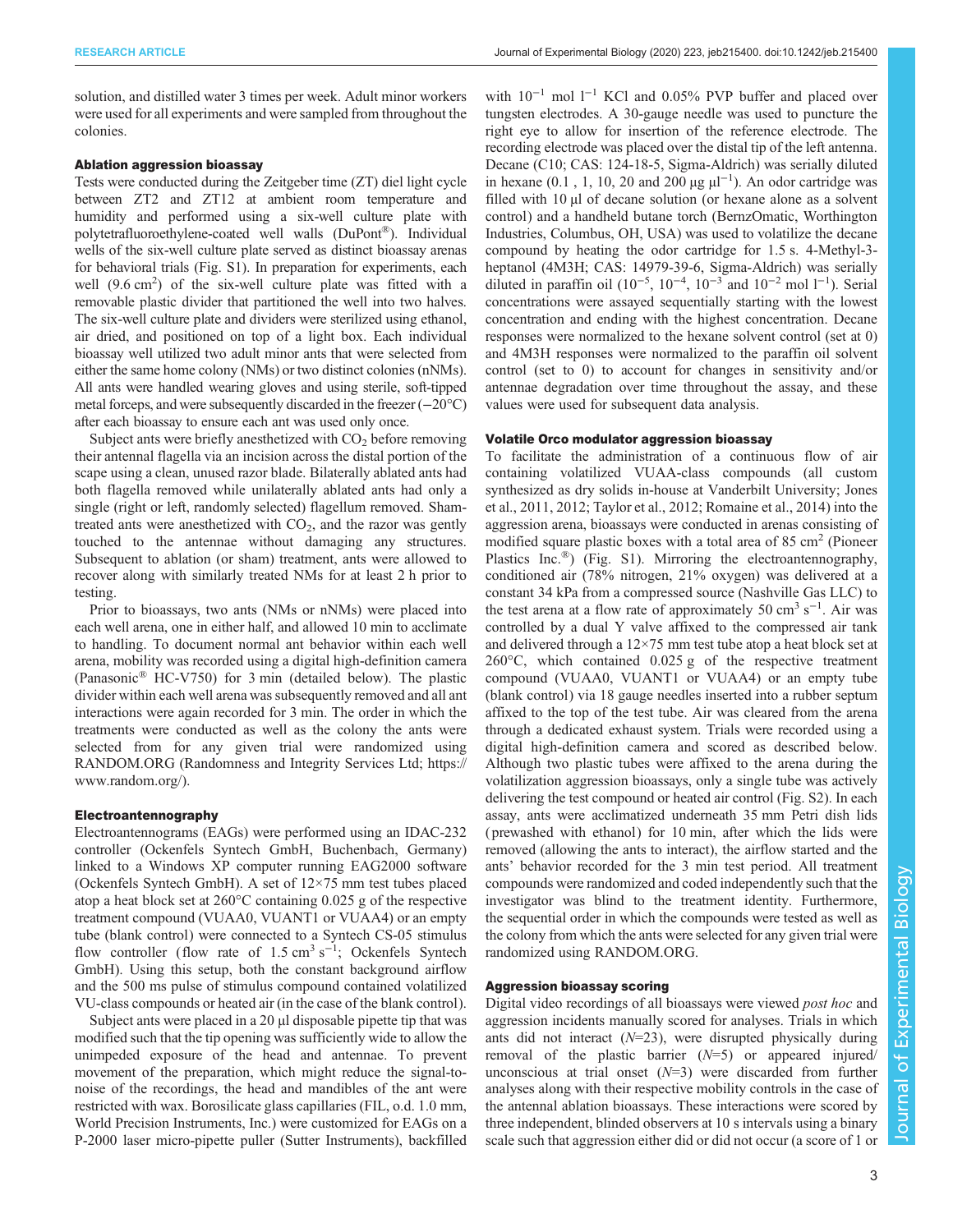solution, and distilled water 3 times per week. Adult minor workers were used for all experiments and were sampled from throughout the colonies.

### Ablation aggression bioassay

Tests were conducted during the Zeitgeber time (ZT) diel light cycle between ZT2 and ZT12 at ambient room temperature and humidity and performed using a six-well culture plate with polytetrafluoroethylene-coated well walls (DuPont®). Individual wells of the six-well culture plate served as distinct bioassay arenas for behavioral trials (Fig. S1). In preparation for experiments, each well (9.6 $cm^2$) of the six-well culture plate was fitted with a removable plastic divider that partitioned the well into two halves. The six-well culture plate and dividers were sterilized using ethanol, air dried, and positioned on top of a light box. Each individual bioassay well utilized two adult minor ants that were selected from either the same home colony (NMs) or two distinct colonies (nNMs). All ants were handled wearing gloves and using sterile, soft-tipped metal forceps, and were subsequently discarded in the freezer (−20°C) after each bioassay to ensure each ant was used only once.

Subject ants were briefly anesthetized with $CO_2$ before removing their antennal flagella via an incision across the distal portion of the scape using a clean, unused razor blade. Bilaterally ablated ants had both flagella removed while unilaterally ablated ants had only a single (right or left, randomly selected) flagellum removed. Sham-treated ants were anesthetized with $CO_2$, and the razor was gently touched to the antennae without damaging any structures. Subsequent to ablation (or sham) treatment, ants were allowed to recover along with similarly treated NMs for at least 2 h prior to testing.

Prior to bioassays, two ants (NMs or nNMs) were placed into each well arena, one in either half, and allowed 10 min to acclimate to handling. To document normal ant behavior within each well arena, mobility was recorded using a digital high-definition camera (Panasonic® HC-V750) for 3 min (detailed below). The plastic divider within each well arena was subsequently removed and all ant interactions were again recorded for 3 min. The order in which the treatments were conducted as well as the colony the ants were selected from for any given trial were randomized using RANDOM.ORG (Randomness and Integrity Services Ltd; https://www.random.org/).

### Electroantennography

Electroantennograms (EAGs) were performed using an IDAC-232 controller (Ockenfels Syntech GmbH, Buchenbach, Germany) linked to a Windows XP computer running EAG2000 software (Ockenfels Syntech GmbH). A set of 12×75 mm test tubes placed atop a heat block set at 260°C containing 0.025 g of the respective treatment compound (VUAA0, VUANT1 or VUAA4) or an empty tube (blank control) were connected to a Syntech CS-05 stimulus flow controller (flow rate of 1.5 $cm^3$ $s^{-1}$; Ockenfels Syntech GmbH). Using this setup, both the constant background airflow and the 500 ms pulse of stimulus compound contained volatilized VU-class compounds or heated air (in the case of the blank control).

Subject ants were placed in a 20 µl disposable pipette tip that was modified such that the tip opening was sufficiently wide to allow the unimpeded exposure of the head and antennae. To prevent movement of the preparation, which might reduce the signal-to-noise of the recordings, the head and mandibles of the ant were restricted with wax. Borosilicate glass capillaries (FIL, o.d. 1.0 mm, World Precision Instruments, Inc.) were customized for EAGs on a P-2000 laser micro-pipette puller (Sutter Instruments), backfilled with $10^{-1}$ mol $l^{-1}$ KCl and 0.05% PVP buffer and placed over tungsten electrodes. A 30-gauge needle was used to puncture the right eye to allow for insertion of the reference electrode. The recording electrode was placed over the distal tip of the left antenna. Decane (C10; CAS: 124-18-5, Sigma-Aldrich) was serially diluted in hexane (0.1 , 1, 10, 20 and 200 µg $µl^{-1}$). An odor cartridge was filled with 10 µl of decane solution (or hexane alone as a solvent control) and a handheld butane torch (BernzOmatic, Worthington Industries, Columbus, OH, USA) was used to volatilize the decane compound by heating the odor cartridge for 1.5 s. 4-Methyl-3-heptanol (4M3H; CAS: 14979-39-6, Sigma-Aldrich) was serially diluted in paraffin oil ($10^{-5}$, $10^{-4}$, $10^{-3}$ and $10^{-2}$ mol $l^{-1}$). Serial concentrations were assayed sequentially starting with the lowest concentration and ending with the highest concentration. Decane responses were normalized to the hexane solvent control (set at 0) and 4M3H responses were normalized to the paraffin oil solvent control (set to 0) to account for changes in sensitivity and/or antennae degradation over time throughout the assay, and these values were used for subsequent data analysis.

### Volatile Orco modulator aggression bioassay

To facilitate the administration of a continuous flow of air containing volatilized VUAA-class compounds (all custom synthesized as dry solids in-house at Vanderbilt University; Jones et al., 2011, 2012; Taylor et al., 2012; Romaine et al., 2014) into the aggression arena, bioassays were conducted in arenas consisting of modified square plastic boxes with a total area of 85 $cm^2$ (Pioneer Plastics Inc.®) (Fig. S1). Mirroring the electroantennography, conditioned air (78% nitrogen, 21% oxygen) was delivered at a constant 34 kPa from a compressed source (Nashville Gas LLC) to the test arena at a flow rate of approximately 50 $cm^3$ $s^{-1}$. Air was controlled by a dual Y valve affixed to the compressed air tank and delivered through a 12×75 mm test tube atop a heat block set at 260°C, which contained 0.025 g of the respective treatment compound (VUAA0, VUANT1 or VUAA4) or an empty tube (blank control) via 18 gauge needles inserted into a rubber septum affixed to the top of the test tube. Air was cleared from the arena through a dedicated exhaust system. Trials were recorded using a digital high-definition camera and scored as described below. Although two plastic tubes were affixed to the arena during the volatilization aggression bioassays, only a single tube was actively delivering the test compound or heated air control (Fig. S2). In each assay, ants were acclimatized underneath 35 mm Petri dish lids (prewashed with ethanol) for 10 min, after which the lids were removed (allowing the ants to interact), the airflow started and the ants' behavior recorded for the 3 min test period. All treatment compounds were randomized and coded independently such that the investigator was blind to the treatment identity. Furthermore, the sequential order in which the compounds were tested as well as the colony from which the ants were selected for any given trial were randomized using RANDOM.ORG.

### Aggression bioassay scoring

Digital video recordings of all bioassays were viewed *post hoc* and aggression incidents manually scored for analyses. Trials in which ants did not interact ($N$=23), were disrupted physically during removal of the plastic barrier ($N$=5) or appeared injured/unconscious at trial onset ($N$=3) were discarded from further analyses along with their respective mobility controls in the case of the antennal ablation bioassays. These interactions were scored by three independent, blinded observers at 10 s intervals using a binary scale such that aggression either did or did not occur (a score of 1 or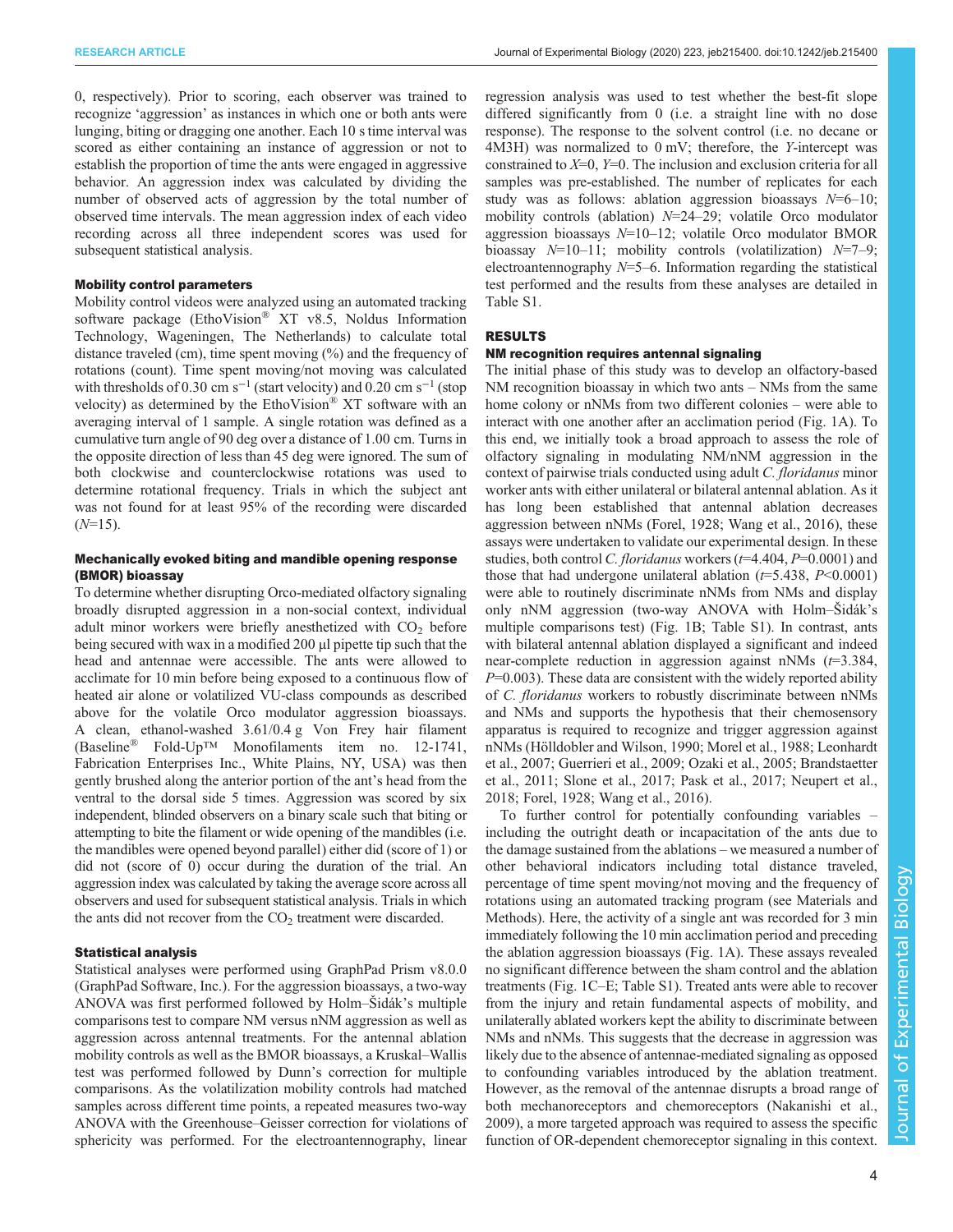0, respectively). Prior to scoring, each observer was trained to recognize 'aggression' as instances in which one or both ants were lunging, biting or dragging one another. Each 10 s time interval was scored as either containing an instance of aggression or not to establish the proportion of time the ants were engaged in aggressive behavior. An aggression index was calculated by dividing the number of observed acts of aggression by the total number of observed time intervals. The mean aggression index of each video recording across all three independent scores was used for subsequent statistical analysis.

### Mobility control parameters

Mobility control videos were analyzed using an automated tracking software package (EthoVision® XT v8.5, Noldus Information Technology, Wageningen, The Netherlands) to calculate total distance traveled (cm), time spent moving (%) and the frequency of rotations (count). Time spent moving/not moving was calculated with thresholds of 0.30 cm $s^{-1}$ (start velocity) and 0.20 cm $s^{-1}$ (stop velocity) as determined by the EthoVision® XT software with an averaging interval of 1 sample. A single rotation was defined as a cumulative turn angle of 90 deg over a distance of 1.00 cm. Turns in the opposite direction of less than 45 deg were ignored. The sum of both clockwise and counterclockwise rotations was used to determine rotational frequency. Trials in which the subject ant was not found for at least 95% of the recording were discarded ($N$=15).

### Mechanically evoked biting and mandible opening response (BMOR) bioassay

To determine whether disrupting Orco-mediated olfactory signaling broadly disrupted aggression in a non-social context, individual adult minor workers were briefly anesthetized with $CO_2$ before being secured with wax in a modified 200 µl pipette tip such that the head and antennae were accessible. The ants were allowed to acclimate for 10 min before being exposed to a continuous flow of heated air alone or volatilized VU-class compounds as described above for the volatile Orco modulator aggression bioassays. A clean, ethanol-washed 3.61/0.4 g Von Frey hair filament (Baseline® Fold-Up™ Monofilaments item no. 12-1741, Fabrication Enterprises Inc., White Plains, NY, USA) was then gently brushed along the anterior portion of the ant's head from the ventral to the dorsal side 5 times. Aggression was scored by six independent, blinded observers on a binary scale such that biting or attempting to bite the filament or wide opening of the mandibles (i.e. the mandibles were opened beyond parallel) either did (score of 1) or did not (score of 0) occur during the duration of the trial. An aggression index was calculated by taking the average score across all observers and used for subsequent statistical analysis. Trials in which the ants did not recover from the $CO_2$ treatment were discarded.

### Statistical analysis

Statistical analyses were performed using GraphPad Prism v8.0.0 (GraphPad Software, Inc.). For the aggression bioassays, a two-way ANOVA was first performed followed by Holm–Šidák's multiple comparisons test to compare NM versus nNM aggression as well as aggression across antennal treatments. For the antennal ablation mobility controls as well as the BMOR bioassays, a Kruskal–Wallis test was performed followed by Dunn's correction for multiple comparisons. As the volatilization mobility controls had matched samples across different time points, a repeated measures two-way ANOVA with the Greenhouse–Geisser correction for violations of sphericity was performed. For the electroantennography, linear regression analysis was used to test whether the best-fit slope differed significantly from 0 (i.e. a straight line with no dose response). The response to the solvent control (i.e. no decane or 4M3H) was normalized to 0 mV; therefore, the $Y$-intercept was constrained to $X$=0, $Y$=0. The inclusion and exclusion criteria for all samples was pre-established. The number of replicates for each study was as follows: ablation aggression bioassays $N$=6–10; mobility controls (ablation) $N$=24–29; volatile Orco modulator aggression bioassays $N$=10–12; volatile Orco modulator BMOR bioassay $N$=10–11; mobility controls (volatilization) $N$=7–9; electroantennography $N$=5–6. Information regarding the statistical test performed and the results from these analyses are detailed in Table S1.

## RESULTS

### NM recognition requires antennal signaling

The initial phase of this study was to develop an olfactory-based NM recognition bioassay in which two ants – NMs from the same home colony or nNMs from two different colonies – were able to interact with one another after an acclimation period (Fig. 1A). To this end, we initially took a broad approach to assess the role of olfactory signaling in modulating NM/nNM aggression in the context of pairwise trials conducted using adult *C. floridanus* minor worker ants with either unilateral or bilateral antennal ablation. As it has long been established that antennal ablation decreases aggression between nNMs (Forel, 1928; Wang et al., 2016), these assays were undertaken to validate our experimental design. In these studies, both control *C. floridanus* workers ($t$=4.404, $P$=0.0001) and those that had undergone unilateral ablation ($t$=5.438, $P$<0.0001) were able to routinely discriminate nNMs from NMs and display only nNM aggression (two-way ANOVA with Holm–Šidák's multiple comparisons test) (Fig. 1B; Table S1). In contrast, ants with bilateral antennal ablation displayed a significant and indeed near-complete reduction in aggression against nNMs ($t$=3.384, $P$=0.003). These data are consistent with the widely reported ability of *C. floridanus* workers to robustly discriminate between nNMs and NMs and supports the hypothesis that their chemosensory apparatus is required to recognize and trigger aggression against nNMs (Hölldobler and Wilson, 1990; Morel et al., 1988; Leonhardt et al., 2007; Guerrieri et al., 2009; Ozaki et al., 2005; Brandstaetter et al., 2011; Slone et al., 2017; Pask et al., 2017; Neupert et al., 2018; Forel, 1928; Wang et al., 2016).

To further control for potentially confounding variables – including the outright death or incapacitation of the ants due to the damage sustained from the ablations – we measured a number of other behavioral indicators including total distance traveled, percentage of time spent moving/not moving and the frequency of rotations using an automated tracking program (see Materials and Methods). Here, the activity of a single ant was recorded for 3 min immediately following the 10 min acclimation period and preceding the ablation aggression bioassays (Fig. 1A). These assays revealed no significant difference between the sham control and the ablation treatments (Fig. 1C–E; Table S1). Treated ants were able to recover from the injury and retain fundamental aspects of mobility, and unilaterally ablated workers kept the ability to discriminate between NMs and nNMs. This suggests that the decrease in aggression was likely due to the absence of antennae-mediated signaling as opposed to confounding variables introduced by the ablation treatment. However, as the removal of the antennae disrupts a broad range of both mechanoreceptors and chemoreceptors (Nakanishi et al., 2009), a more targeted approach was required to assess the specific function of OR-dependent chemoreceptor signaling in this context.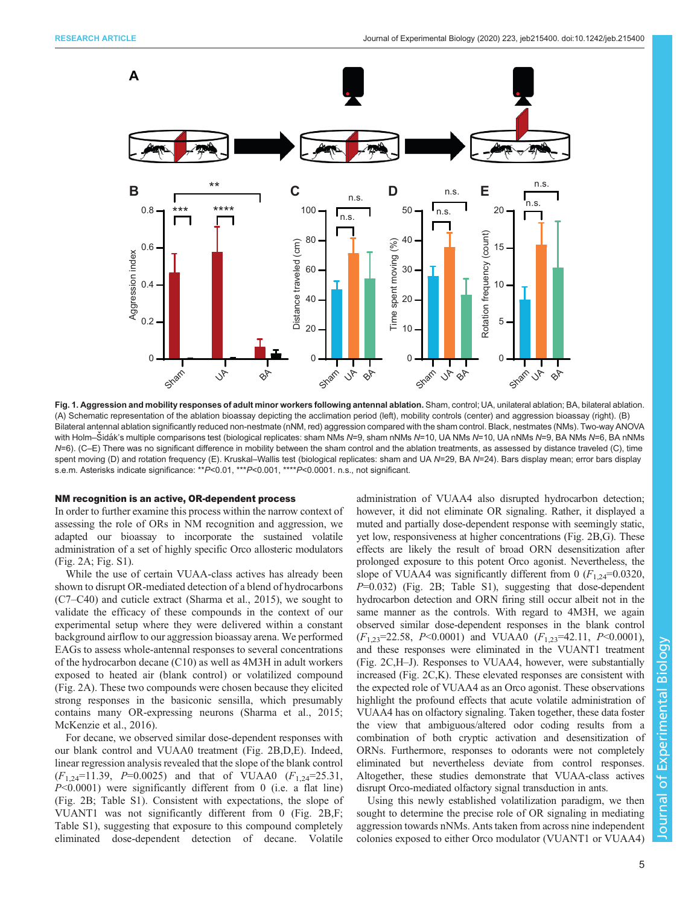Fig. 1. Aggression and mobility responses of adult minor workers following antennal ablation. Sham, control; UA, unilateral ablation; BA, bilateral ablation. (A) Schematic representation of the ablation bioassay depicting the acclimation period (left), mobility controls (center) and aggression bioassay (right). (B) Bilateral antennal ablation significantly reduced non-nestmate (nNM, red) aggression compared with the sham control. Black, nestmates (NMs). Two-way ANOVA with Holm–Šidák's multiple comparisons test (biological replicates: sham NMs $N$=9, sham nNMs $N$=10, UA NMs $N$=10, UA nNMs $N$=9, BA NMs $N$=6, BA nNMs $N$=6). (C–E) There was no significant difference in mobility between the sham control and the ablation treatments, as assessed by distance traveled (C), time spent moving (D) and rotation frequency (E). Kruskal–Wallis test (biological replicates: sham and UA $N$=29, BA $N$=24). Bars display mean; error bars display s.e.m. Asterisks indicate significance: ** $P$<0.01, *** $P$<0.001, **** $P$<0.0001. n.s., not significant.

### NM recognition is an active, OR-dependent process

In order to further examine this process within the narrow context of assessing the role of ORs in NM recognition and aggression, we adapted our bioassay to incorporate the sustained volatile administration of a set of highly specific Orco allosteric modulators (Fig. 2A; Fig. S1).

While the use of certain VUAA-class actives has already been shown to disrupt OR-mediated detection of a blend of hydrocarbons (C7–C40) and cuticle extract (Sharma et al., 2015), we sought to validate the efficacy of these compounds in the context of our experimental setup where they were delivered within a constant background airflow to our aggression bioassay arena. We performed EAGs to assess whole-antennal responses to several concentrations of the hydrocarbon decane (C10) as well as 4M3H in adult workers exposed to heated air (blank control) or volatilized compound (Fig. 2A). These two compounds were chosen because they elicited strong responses in the basiconic sensilla, which presumably contains many OR-expressing neurons (Sharma et al., 2015; McKenzie et al., 2016).

For decane, we observed similar dose-dependent responses with our blank control and VUAA0 treatment (Fig. 2B,D,E). Indeed, linear regression analysis revealed that the slope of the blank control ($F_{1,24}$=11.39, $P$=0.0025) and that of VUAA0 ($F_{1,24}$=25.31, $P$<0.0001) were significantly different from 0 (i.e. a flat line) (Fig. 2B; Table S1). Consistent with expectations, the slope of VUANT1 was not significantly different from 0 (Fig. 2B,F; Table S1), suggesting that exposure to this compound completely eliminated dose-dependent detection of decane. Volatile administration of VUAA4 also disrupted hydrocarbon detection; however, it did not eliminate OR signaling. Rather, it displayed a muted and partially dose-dependent response with seemingly static, yet low, responsiveness at higher concentrations (Fig. 2B,G). These effects are likely the result of broad ORN desensitization after prolonged exposure to this potent Orco agonist. Nevertheless, the slope of VUAA4 was significantly different from 0 ($F_{1,24}$=0.0320, $P$=0.032) (Fig. 2B; Table S1), suggesting that dose-dependent hydrocarbon detection and ORN firing still occur albeit not in the same manner as the controls. With regard to 4M3H, we again observed similar dose-dependent responses in the blank control ($F_{1,23}$=22.58, $P$<0.0001) and VUAA0 ($F_{1,23}$=42.11, $P$<0.0001), and these responses were eliminated in the VUANT1 treatment (Fig. 2C,H–J). Responses to VUAA4, however, were substantially increased (Fig. 2C,K). These elevated responses are consistent with the expected role of VUAA4 as an Orco agonist. These observations highlight the profound effects that acute volatile administration of VUAA4 has on olfactory signaling. Taken together, these data foster the view that ambiguous/altered odor coding results from a combination of both cryptic activation and desensitization of ORNs. Furthermore, responses to odorants were not completely eliminated but nevertheless deviate from control responses. Altogether, these studies demonstrate that VUAA-class actives disrupt Orco-mediated olfactory signal transduction in ants.

Using this newly established volatilization paradigm, we then sought to determine the precise role of OR signaling in mediating aggression towards nNMs. Ants taken from across nine independent colonies exposed to either Orco modulator (VUANT1 or VUAA4)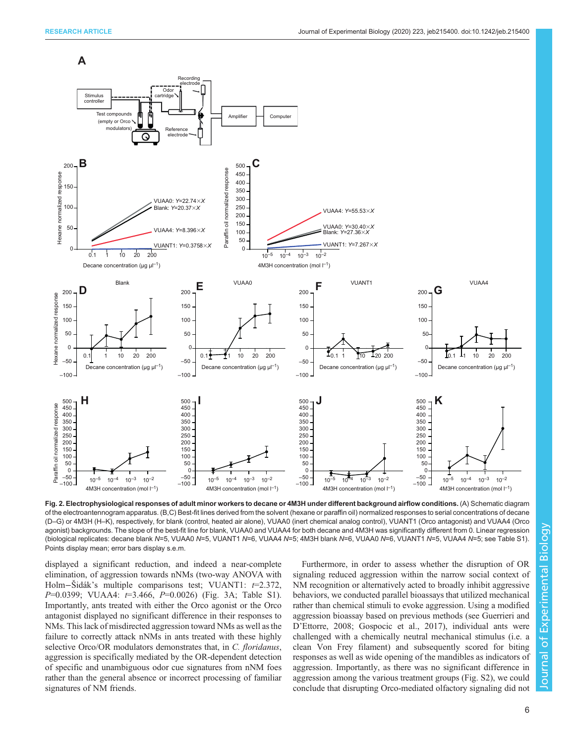**Fig. 2. Electrophysiological responses of adult minor workers to decane or 4M3H under different background airflow conditions.** (A) Schematic diagram of the electroantennogram apparatus. (B,C) Best-fit lines derived from the solvent (hexane or paraffin oil) normalized responses to serial concentrations of decane (D–G) or 4M3H (H–K), respectively, for blank (control, heated air alone), VUAA0 (inert chemical analog control), VUANT1 (Orco antagonist) and VUAA4 (Orco agonist) backgrounds. The slope of the best-fit line for blank, VUAA0 and VUAA4 for both decane and 4M3H was significantly different from 0. Linear regression (biological replicates: decane blank *N*=5, VUAA0 *N*=5, VUANT1 *N*=6, VUAA4 *N*=5; 4M3H blank *N*=6, VUAA0 *N*=6, VUANT1 *N*=5, VUAA4 *N*=5; see Table S1). Points display mean; error bars display s.e.m.

displayed a significant reduction, and indeed a near-complete elimination, of aggression towards nNMs (two-way ANOVA with Holm–Šidák's multiple comparisons test; VUANT1: $t$=2.372, $P$=0.0399; VUAA4: $t$=3.466, $P$=0.0026) (Fig. 3A; Table S1). Importantly, ants treated with either the Orco agonist or the Orco antagonist displayed no significant difference in their responses to NMs. This lack of misdirected aggression toward NMs as well as the failure to correctly attack nNMs in ants treated with these highly selective Orco/OR modulators demonstrates that, in *C. floridanus*, aggression is specifically mediated by the OR-dependent detection of specific and unambiguous odor cue signatures from nNM foes rather than the general absence or incorrect processing of familiar signatures of NM friends.

Furthermore, in order to assess whether the disruption of OR signaling reduced aggression within the narrow social context of NM recognition or alternatively acted to broadly inhibit aggressive behaviors, we conducted parallel bioassays that utilized mechanical rather than chemical stimuli to evoke aggression. Using a modified aggression bioassay based on previous methods (see Guerrieri and D'Ettorre, 2008; Gospocic et al., 2017), individual ants were challenged with a chemically neutral mechanical stimulus (i.e. a clean Von Frey filament) and subsequently scored for biting responses as well as wide opening of the mandibles as indicators of aggression. Importantly, as there was no significant difference in aggression among the various treatment groups (Fig. S2), we could conclude that disrupting Orco-mediated olfactory signaling did not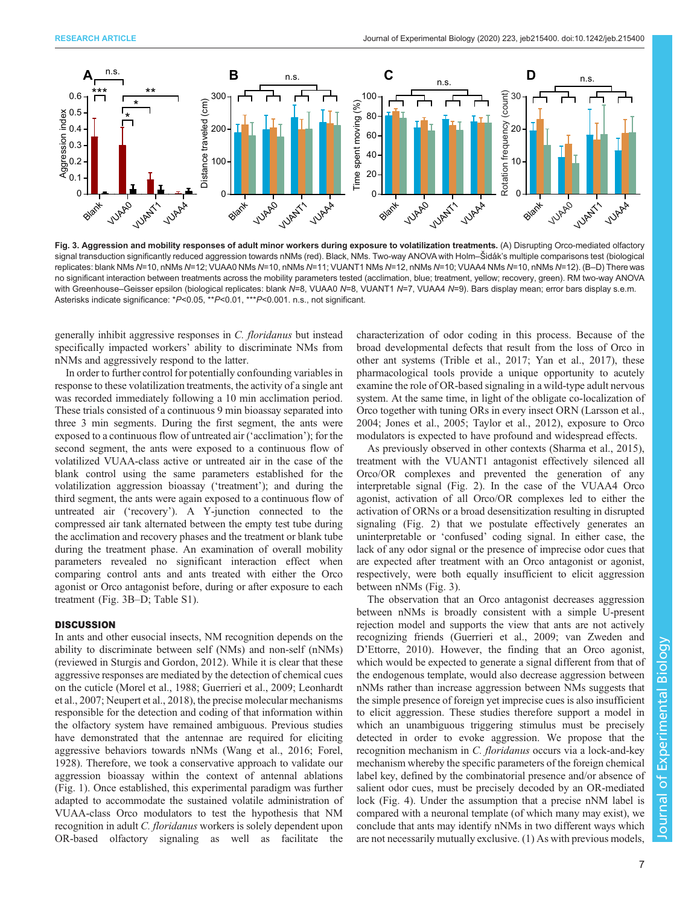**Fig. 3. Aggression and mobility responses of adult minor workers during exposure to volatilization treatments.** (A) Disrupting Orco-mediated olfactory signal transduction significantly reduced aggression towards nNMs (red). Black, NMs. Two-way ANOVA with Holm–Šídák's multiple comparisons test (biological replicates: blank NMs *N*=10, nNMs *N*=12; VUAA0 NMs *N*=10, nNMs *N*=11; VUANT1 NMs *N*=12, nNMs *N*=10; VUAA4 NMs *N*=10, nNMs *N*=12). (B–D) There was no significant interaction between treatments across the mobility parameters tested (acclimation, blue; treatment, yellow; recovery, green). RM two-way ANOVA with Greenhouse–Geisser epsilon (biological replicates: blank *N*=8, VUAA0 *N*=8, VUANT1 *N*=7, VUAA4 *N*=9). Bars display mean; error bars display s.e.m. Asterisks indicate significance: $^{*}P<0.05$, $^{**}P<0.01$, $^{***}P<0.001$. n.s., not significant.

generally inhibit aggressive responses in *C. floridanus* but instead specifically impacted workers' ability to discriminate NMs from nNMs and aggressively respond to the latter.

In order to further control for potentially confounding variables in response to these volatilization treatments, the activity of a single ant was recorded immediately following a 10 min acclimation period. These trials consisted of a continuous 9 min bioassay separated into three 3 min segments. During the first segment, the ants were exposed to a continuous flow of untreated air ('acclimation'); for the second segment, the ants were exposed to a continuous flow of volatilized VUAA-class active or untreated air in the case of the blank control using the same parameters established for the volatilization aggression bioassay ('treatment'); and during the third segment, the ants were again exposed to a continuous flow of untreated air ('recovery'). A Y-junction connected to the compressed air tank alternated between the empty test tube during the acclimation and recovery phases and the treatment or blank tube during the treatment phase. An examination of overall mobility parameters revealed no significant interaction effect when comparing control ants and ants treated with either the Orco agonist or Orco antagonist before, during or after exposure to each treatment (Fig. 3B–D; Table S1).

## DISCUSSION

In ants and other eusocial insects, NM recognition depends on the ability to discriminate between self (NMs) and non-self (nNMs) (reviewed in Sturgis and Gordon, 2012). While it is clear that these aggressive responses are mediated by the detection of chemical cues on the cuticle (Morel et al., 1988; Guerrieri et al., 2009; Leonhardt et al., 2007; Neupert et al., 2018), the precise molecular mechanisms responsible for the detection and coding of that information within the olfactory system have remained ambiguous. Previous studies have demonstrated that the antennae are required for eliciting aggressive behaviors towards nNMs (Wang et al., 2016; Forel, 1928). Therefore, we took a conservative approach to validate our aggression bioassay within the context of antennal ablations (Fig. 1). Once established, this experimental paradigm was further adapted to accommodate the sustained volatile administration of VUAA-class Orco modulators to test the hypothesis that NM recognition in adult *C. floridanus* workers is solely dependent upon OR-based olfactory signaling as well as facilitate the characterization of odor coding in this process. Because of the broad developmental defects that result from the loss of Orco in other ant systems (Trible et al., 2017; Yan et al., 2017), these pharmacological tools provide a unique opportunity to acutely examine the role of OR-based signaling in a wild-type adult nervous system. At the same time, in light of the obligate co-localization of Orco together with tuning ORs in every insect ORN (Larsson et al., 2004; Jones et al., 2005; Taylor et al., 2012), exposure to Orco modulators is expected to have profound and widespread effects.

As previously observed in other contexts (Sharma et al., 2015), treatment with the VUANT1 antagonist effectively silenced all Orco/OR complexes and prevented the generation of any interpretable signal (Fig. 2). In the case of the VUAA4 Orco agonist, activation of all Orco/OR complexes led to either the activation of ORNs or a broad desensitization resulting in disrupted signaling (Fig. 2) that we postulate effectively generates an uninterpretable or 'confused' coding signal. In either case, the lack of any odor signal or the presence of imprecise odor cues that are expected after treatment with an Orco antagonist or agonist, respectively, were both equally insufficient to elicit aggression between nNMs (Fig. 3).

The observation that an Orco antagonist decreases aggression between nNMs is broadly consistent with a simple U-present rejection model and supports the view that ants are not actively recognizing friends (Guerrieri et al., 2009; van Zweden and D'Ettorre, 2010). However, the finding that an Orco agonist, which would be expected to generate a signal different from that of the endogenous template, would also decrease aggression between nNMs rather than increase aggression between NMs suggests that the simple presence of foreign yet imprecise cues is also insufficient to elicit aggression. These studies therefore support a model in which an unambiguous triggering stimulus must be precisely detected in order to evoke aggression. We propose that the recognition mechanism in *C. floridanus* occurs via a lock-and-key mechanism whereby the specific parameters of the foreign chemical label key, defined by the combinatorial presence and/or absence of salient odor cues, must be precisely decoded by an OR-mediated lock (Fig. 4). Under the assumption that a precise nNM label is compared with a neuronal template (of which many may exist), we conclude that ants may identify nNMs in two different ways which are not necessarily mutually exclusive. (1) As with previous models,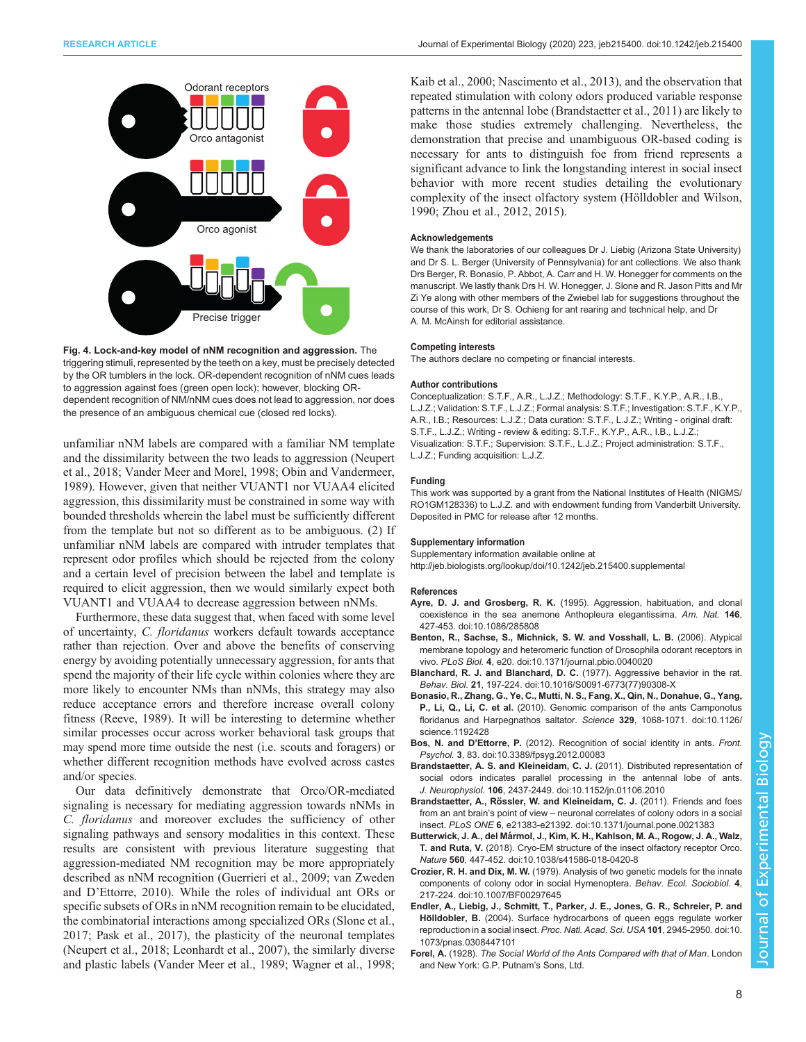**Fig. 4. Lock-and-key model of nNM recognition and aggression.** The triggering stimuli, represented by the teeth on a key, must be precisely detected by the OR tumblers in the lock. OR-dependent recognition of nNM cues leads to aggression against foes (green open lock); however, blocking OR-dependent recognition of NM/nNM cues does not lead to aggression, nor does the presence of an ambiguous chemical cue (closed red locks).

unfamiliar nNM labels are compared with a familiar NM template and the dissimilarity between the two leads to aggression (Neupert et al., 2018; Vander Meer and Morel, 1998; Obin and Vandermeer, 1989). However, given that neither VUANT1 nor VUAA4 elicited aggression, this dissimilarity must be constrained in some way with bounded thresholds wherein the label must be sufficiently different from the template but not so different as to be ambiguous. (2) If unfamiliar nNM labels are compared with intruder templates that represent odor profiles which should be rejected from the colony and a certain level of precision between the label and template is required to elicit aggression, then we would similarly expect both VUANT1 and VUAA4 to decrease aggression between nNMs.

Furthermore, these data suggest that, when faced with some level of uncertainty, *C. floridanus* workers default towards acceptance rather than rejection. Over and above the benefits of conserving energy by avoiding potentially unnecessary aggression, for ants that spend the majority of their life cycle within colonies where they are more likely to encounter NMs than nNMs, this strategy may also reduce acceptance errors and therefore increase overall colony fitness (Reeve, 1989). It will be interesting to determine whether similar processes occur across worker behavioral task groups that may spend more time outside the nest (i.e. scouts and foragers) or whether different recognition methods have evolved across castes and/or species.

Our data definitively demonstrate that Orco/OR-mediated signaling is necessary for mediating aggression towards nNMs in *C. floridanus* and moreover excludes the sufficiency of other signaling pathways and sensory modalities in this context. These results are consistent with previous literature suggesting that aggression-mediated NM recognition may be more appropriately described as nNM recognition (Guerrieri et al., 2009; van Zweden and D'Ettorre, 2010). While the roles of individual ant ORs or specific subsets of ORs in nNM recognition remain to be elucidated, the combinatorial interactions among specialized ORs (Slone et al., 2017; Pask et al., 2017), the plasticity of the neuronal templates (Neupert et al., 2018; Leonhardt et al., 2007), the similarly diverse and plastic labels (Vander Meer et al., 1989; Wagner et al., 1998; Kaib et al., 2000; Nascimento et al., 2013), and the observation that repeated stimulation with colony odors produced variable response patterns in the antennal lobe (Brandstaetter et al., 2011) are likely to make those studies extremely challenging. Nevertheless, the demonstration that precise and unambiguous OR-based coding is necessary for ants to distinguish foe from friend represents a significant advance to link the longstanding interest in social insect behavior with more recent studies detailing the evolutionary complexity of the insect olfactory system (Hölldobler and Wilson, 1990; Zhou et al., 2012, 2015).

#### Acknowledgements
We thank the laboratories of our colleagues Dr J. Liebig (Arizona State University) and Dr S. L. Berger (University of Pennsylvania) for ant collections. We also thank Drs Berger, R. Bonasio, P. Abbot, A. Carr and H. W. Honegger for comments on the manuscript. We lastly thank Drs H. W. Honegger, J. Slone and R. Jason Pitts and Mr Zi Ye along with other members of the Zwiebel lab for suggestions throughout the course of this work, Dr S. Ochieng for ant rearing and technical help, and Dr A. M. McAinsh for editorial assistance.

#### Competing interests
The authors declare no competing or financial interests.

#### Author contributions
Conceptualization: S.T.F., A.R., L.J.Z.; Methodology: S.T.F., K.Y.P., A.R., I.B., L.J.Z.; Validation: S.T.F., L.J.Z.; Formal analysis: S.T.F.; Investigation: S.T.F., K.Y.P., A.R., I.B.; Resources: L.J.Z.; Data curation: S.T.F., L.J.Z.; Writing - original draft: S.T.F., L.J.Z.; Writing - review & editing: S.T.F., K.Y.P., A.R., I.B., L.J.Z.; Visualization: S.T.F.; Supervision: S.T.F., L.J.Z.; Project administration: S.T.F., L.J.Z.; Funding acquisition: L.J.Z.

#### Funding
This work was supported by a grant from the National Institutes of Health (NIGMS/RO1GM128336) to L.J.Z. and with endowment funding from Vanderbilt University. Deposited in PMC for release after 12 months.

#### Supplementary information
Supplementary information available online at
http://jeb.biologists.org/lookup/doi/10.1242/jeb.215400.supplemental

#### References
**Ayre, D. J. and Grosberg, R. K.** (1995). Aggression, habituation, and clonal coexistence in the sea anemone Anthopleura elegantissima. *Am. Nat.* **146**, 427-453. doi:10.1086/285808

**Benton, R., Sachse, S., Michnick, S. W. and Vosshall, L. B.** (2006). Atypical membrane topology and heteromeric function of Drosophila odorant receptors in vivo. *PLoS Biol.* **4**, e20. doi:10.1371/journal.pbio.0040020

**Blanchard, R. J. and Blanchard, D. C.** (1977). Aggressive behavior in the rat. *Behav. Biol.* **21**, 197-224. doi:10.1016/S0091-6773(77)90308-X

**Bonasio, R., Zhang, G., Ye, C., Mutti, N. S., Fang, X., Qin, N., Donahue, G., Yang, P., Li, Q., Li, C. et al.** (2010). Genomic comparison of the ants Camponotus floridanus and Harpegnathos saltator. *Science* **329**, 1068-1071. doi:10.1126/science.1192428

**Bos, N. and D'Ettorre, P.** (2012). Recognition of social identity in ants. *Front. Psychol.* **3**, 83. doi:10.3389/fpsyg.2012.00083

**Brandstaetter, A. S. and Kleineidam, C. J.** (2011). Distributed representation of social odors indicates parallel processing in the antennal lobe of ants. *J. Neurophysiol.* **106**, 2437-2449. doi:10.1152/jn.01106.2010

**Brandstaetter, A., Rössler, W. and Kleineidam, C. J.** (2011). Friends and foes from an ant brain's point of view – neuronal correlates of colony odors in a social insect. *PLoS ONE* **6**, e21383-e21392. doi:10.1371/journal.pone.0021383

**Butterwick, J. A., del Mármol, J., Kim, K. H., Kahlson, M. A., Rogow, J. A., Walz, T. and Ruta, V.** (2018). Cryo-EM structure of the insect olfactory receptor Orco. *Nature* **560**, 447-452. doi:10.1038/s41586-018-0420-8

**Crozier, R. H. and Dix, M. W.** (1979). Analysis of two genetic models for the innate components of colony odor in social Hymenoptera. *Behav. Ecol. Sociobiol.* **4**, 217-224. doi:10.1007/BF00297645

**Endler, A., Liebig, J., Schmitt, T., Parker, J. E., Jones, G. R., Schreier, P. and Hölldobler, B.** (2004). Surface hydrocarbons of queen eggs regulate worker reproduction in a social insect. *Proc. Natl. Acad. Sci. USA* **101**, 2945-2950. doi:10.1073/pnas.0308447101

**Forel, A.** (1928). *The Social World of the Ants Compared with that of Man*. London and New York: G.P. Putnam's Sons, Ltd.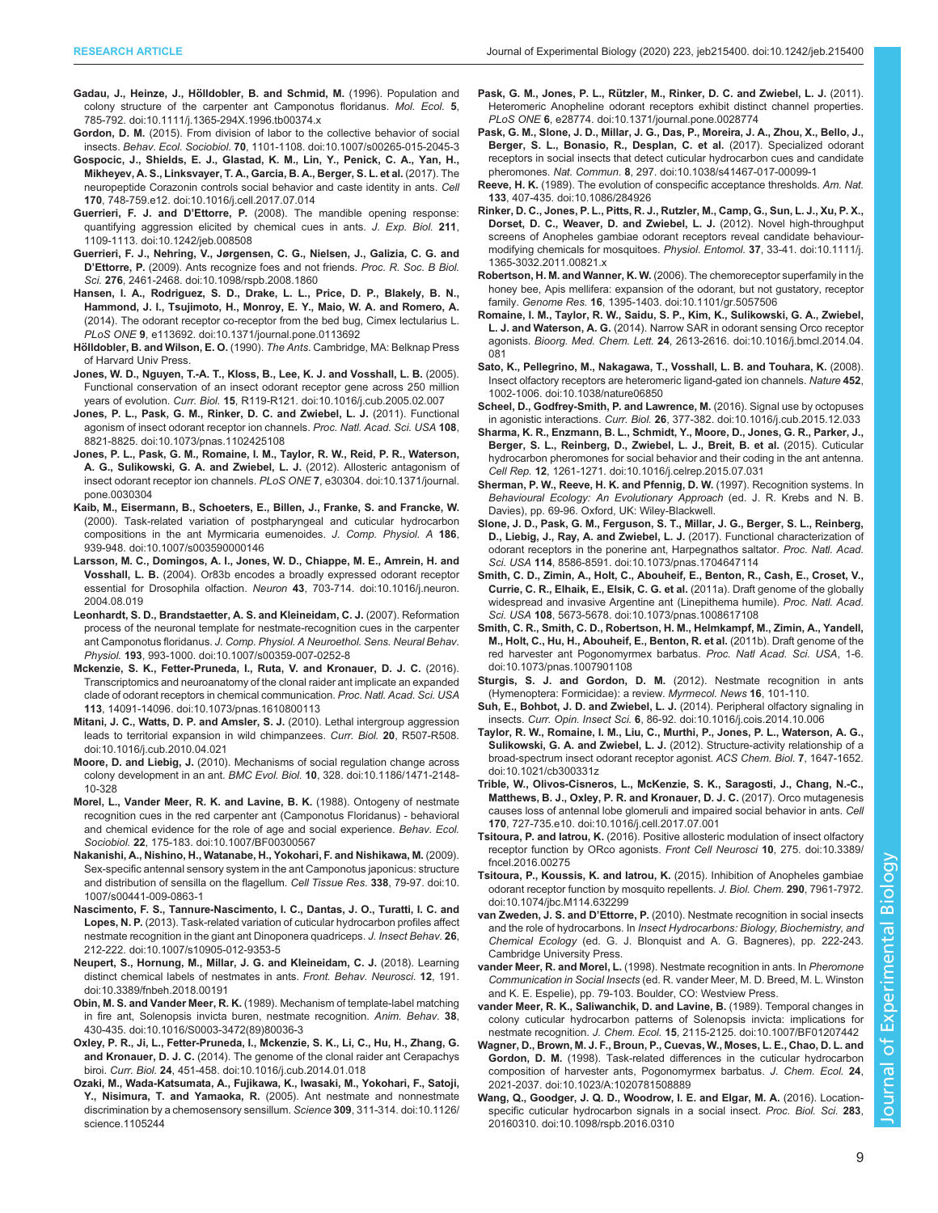**Gadau, J., Heinze, J., Hölldobler, B. and Schmid, M.** (1996). Population and colony structure of the carpenter ant Camponotus floridanus. *Mol. Ecol.* **5**, 785-792. doi:10.1111/j.1365-294X.1996.tb00374.x

**Gordon, D. M.** (2015). From division of labor to the collective behavior of social insects. *Behav. Ecol. Sociobiol.* **70**, 1101-1108. doi:10.1007/s00265-015-2045-3

**Gospocic, J., Shields, E. J., Glastad, K. M., Lin, Y., Penick, C. A., Yan, H., Mikheyev, A. S., Linksvayer, T. A., Garcia, B. A., Berger, S. L. et al.** (2017). The neuropeptide Corazonin controls social behavior and caste identity in ants. *Cell* **170**, 748-759.e12. doi:10.1016/j.cell.2017.07.014

**Guerrieri, F. J. and D'Ettorre, P.** (2008). The mandible opening response: quantifying aggression elicited by chemical cues in ants. *J. Exp. Biol.* **211**, 1109-1113. doi:10.1242/jeb.008508

**Guerrieri, F. J., Nehring, V., Jørgensen, C. G., Nielsen, J., Galizia, C. G. and D'Ettorre, P.** (2009). Ants recognize foes and not friends. *Proc. R. Soc. B Biol. Sci.* **276**, 2461-2468. doi:10.1098/rspb.2008.1860

**Hansen, I. A., Rodriguez, S. D., Drake, L. L., Price, D. P., Blakely, B. N., Hammond, J. I., Tsujimoto, H., Monroy, E. Y., Maio, W. A. and Romero, A.** (2014). The odorant receptor co-receptor from the bed bug, Cimex lectularius L. *PLoS ONE* **9**, e113692. doi:10.1371/journal.pone.0113692

**Hölldobler, B. and Wilson, E. O.** (1990). *The Ants*. Cambridge, MA: Belknap Press of Harvard Univ Press.

**Jones, W. D., Nguyen, T.-A. T., Kloss, B., Lee, K. J. and Vosshall, L. B.** (2005). Functional conservation of an insect odorant receptor gene across 250 million years of evolution. *Curr. Biol.* **15**, R119-R121. doi:10.1016/j.cub.2005.02.007

**Jones, P. L., Pask, G. M., Rinker, D. C. and Zwiebel, L. J.** (2011). Functional agonism of insect odorant receptor ion channels. *Proc. Natl. Acad. Sci. USA* **108**, 8821-8825. doi:10.1073/pnas.1102425108

**Jones, P. L., Pask, G. M., Romaine, I. M., Taylor, R. W., Reid, P. R., Waterson, A. G., Sulikowski, G. A. and Zwiebel, L. J.** (2012). Allosteric antagonism of insect odorant receptor ion channels. *PLoS ONE* **7**, e30304. doi:10.1371/journal.pone.0030304

**Kaib, M., Eisermann, B., Schoeters, E., Billen, J., Franke, S. and Francke, W.** (2000). Task-related variation of postpharyngeal and cuticular hydrocarbon compositions in the ant Myrmicaria eumenoides. *J. Comp. Physiol. A* **186**, 939-948. doi:10.1007/s003590000146

**Larsson, M. C., Domingos, A. I., Jones, W. D., Chiappe, M. E., Amrein, H. and Vosshall, L. B.** (2004). Or83b encodes a broadly expressed odorant receptor essential for Drosophila olfaction. *Neuron* **43**, 703-714. doi:10.1016/j.neuron.2004.08.019

**Leonhardt, S. D., Brandstaetter, A. S. and Kleineidam, C. J.** (2007). Reformation process of the neuronal template for nestmate-recognition cues in the carpenter ant Camponotus floridanus. *J. Comp. Physiol. A Neuroethol. Sens. Neural Behav. Physiol.* **193**, 993-1000. doi:10.1007/s00359-007-0252-8

**Mckenzie, S. K., Fetter-Pruneda, I., Ruta, V. and Kronauer, D. J. C.** (2016). Transcriptomics and neuroanatomy of the clonal raider ant implicate an expanded clade of odorant receptors in chemical communication. *Proc. Natl. Acad. Sci. USA* **113**, 14091-14096. doi:10.1073/pnas.1610800113

**Mitani, J. C., Watts, D. P. and Amsler, S. J.** (2010). Lethal intergroup aggression leads to territorial expansion in wild chimpanzees. *Curr. Biol.* **20**, R507-R508. doi:10.1016/j.cub.2010.04.021

**Moore, D. and Liebig, J.** (2010). Mechanisms of social regulation change across colony development in an ant. *BMC Evol. Biol.* **10**, 328. doi:10.1186/1471-2148-10-328

**Morel, L., Vander Meer, R. K. and Lavine, B. K.** (1988). Ontogeny of nestmate recognition cues in the red carpenter ant (Camponotus Floridanus) - behavioral and chemical evidence for the role of age and social experience. *Behav. Ecol. Sociobiol.* **22**, 175-183. doi:10.1007/BF00300567

**Nakanishi, A., Nishino, H., Watanabe, H., Yokohari, F. and Nishikawa, M.** (2009). Sex-specific antennal sensory system in the ant Camponotus japonicus: structure and distribution of sensilla on the flagellum. *Cell Tissue Res.* **338**, 79-97. doi:10.1007/s00441-009-0863-1

**Nascimento, F. S., Tannure-Nascimento, I. C., Dantas, J. O., Turatti, I. C. and Lopes, N. P.** (2013). Task-related variation of cuticular hydrocarbon profiles affect nestmate recognition in the giant ant Dinoponera quadriceps. *J. Insect Behav.* **26**, 212-222. doi:10.1007/s10905-012-9353-5

**Neupert, S., Hornung, M., Millar, J. G. and Kleineidam, C. J.** (2018). Learning distinct chemical labels of nestmates in ants. *Front. Behav. Neurosci.* **12**, 191. doi:10.3389/fnbeh.2018.00191

**Obin, M. S. and Vander Meer, R. K.** (1989). Mechanism of template-label matching in fire ant, Solenopsis invicta buren, nestmate recognition. *Anim. Behav.* **38**, 430-435. doi:10.1016/S0003-3472(89)80036-3

**Oxley, P. R., Ji, L., Fetter-Pruneda, I., Mckenzie, S. K., Li, C., Hu, H., Zhang, G. and Kronauer, D. J. C.** (2014). The genome of the clonal raider ant Cerapachys biroi. *Curr. Biol.* **24**, 451-458. doi:10.1016/j.cub.2014.01.018

**Ozaki, M., Wada-Katsumata, A., Fujikawa, K., Iwasaki, M., Yokohari, F., Satoji, Y., Nisimura, T. and Yamaoka, R.** (2005). Ant nestmate and nonnestmate discrimination by a chemosensory sensillum. *Science* **309**, 311-314. doi:10.1126/science.1105244

**Pask, G. M., Jones, P. L., Rützler, M., Rinker, D. C. and Zwiebel, L. J.** (2011). Heteromeric Anopheline odorant receptors exhibit distinct channel properties. *PLoS ONE* **6**, e28774. doi:10.1371/journal.pone.0028774

**Pask, G. M., Slone, J. D., Millar, J. G., Das, P., Moreira, J. A., Zhou, X., Bello, J., Berger, S. L., Bonasio, R., Desplan, C. et al.** (2017). Specialized odorant receptors in social insects that detect cuticular hydrocarbon cues and candidate pheromones. *Nat. Commun.* **8**, 297. doi:10.1038/s41467-017-00099-1

**Reeve, H. K.** (1989). The evolution of conspecific acceptance thresholds. *Am. Nat.* **133**, 407-435. doi:10.1086/284926

**Rinker, D. C., Jones, P. L., Pitts, R. J., Rutzler, M., Camp, G., Sun, L. J., Xu, P. X., Dorset, D. C., Weaver, D. and Zwiebel, L. J.** (2012). Novel high-throughput screens of Anopheles gambiae odorant receptors reveal candidate behaviour-modifying chemicals for mosquitoes. *Physiol. Entomol.* **37**, 33-41. doi:10.1111/j.1365-3032.2011.00821.x

**Robertson, H. M. and Wanner, K. W.** (2006). The chemoreceptor superfamily in the honey bee, Apis mellifera: expansion of the odorant, but not gustatory, receptor family. *Genome Res.* **16**, 1395-1403. doi:10.1101/gr.5057506

**Romaine, I. M., Taylor, R. W., Saidu, S. P., Kim, K., Sulikowski, G. A., Zwiebel, L. J. and Waterson, A. G.** (2014). Narrow SAR in odorant sensing Orco receptor agonists. *Bioorg. Med. Chem. Lett.* **24**, 2613-2616. doi:10.1016/j.bmcl.2014.04.081

**Sato, K., Pellegrino, M., Nakagawa, T., Vosshall, L. B. and Touhara, K.** (2008). Insect olfactory receptors are heteromeric ligand-gated ion channels. *Nature* **452**, 1002-1006. doi:10.1038/nature06850

**Scheel, D., Godfrey-Smith, P. and Lawrence, M.** (2016). Signal use by octopuses in agonistic interactions. *Curr. Biol.* **26**, 377-382. doi:10.1016/j.cub.2015.12.033

**Sharma, K. R., Enzmann, B. L., Schmidt, Y., Moore, D., Jones, G. R., Parker, J., Berger, S. L., Reinberg, D., Zwiebel, L. J., Breit, B. et al.** (2015). Cuticular hydrocarbon pheromones for social behavior and their coding in the ant antenna. *Cell Rep.* **12**, 1261-1271. doi:10.1016/j.celrep.2015.07.031

**Sherman, P. W., Reeve, H. K. and Pfennig, D. W.** (1997). Recognition systems. In *Behavioural Ecology: An Evolutionary Approach* (ed. J. R. Krebs and N. B. Davies), pp. 69-96. Oxford, UK: Wiley-Blackwell.

**Slone, J. D., Pask, G. M., Ferguson, S. T., Millar, J. G., Berger, S. L., Reinberg, D., Liebig, J., Ray, A. and Zwiebel, L. J.** (2017). Functional characterization of odorant receptors in the ponerine ant, Harpegnathos saltator. *Proc. Natl. Acad. Sci. USA* **114**, 8586-8591. doi:10.1073/pnas.1704647114

**Smith, C. D., Zimin, A., Holt, C., Abouheif, E., Benton, R., Cash, E., Croset, V., Currie, C. R., Elhaik, E., Elsik, C. G. et al.** (2011a). Draft genome of the globally widespread and invasive Argentine ant (Linepithema humile). *Proc. Natl. Acad. Sci. USA* **108**, 5673-5678. doi:10.1073/pnas.1008617108

**Smith, C. R., Smith, C. D., Robertson, H. M., Helmkampf, M., Zimin, A., Yandell, M., Holt, C., Hu, H., Abouheif, E., Benton, R. et al.** (2011b). Draft genome of the red harvester ant Pogonomyrmex barbatus. *Proc. Natl Acad. Sci. USA*, 1-6. doi:10.1073/pnas.1007901108

**Sturgis, S. J. and Gordon, D. M.** (2012). Nestmate recognition in ants (Hymenoptera: Formicidae): a review. *Myrmecol. News* **16**, 101-110.

**Suh, E., Bohbot, J. D. and Zwiebel, L. J.** (2014). Peripheral olfactory signaling in insects. *Curr. Opin. Insect Sci.* **6**, 86-92. doi:10.1016/j.cois.2014.10.006

**Taylor, R. W., Romaine, I. M., Liu, C., Murthi, P., Jones, P. L., Waterson, A. G., Sulikowski, G. A. and Zwiebel, L. J.** (2012). Structure-activity relationship of a broad-spectrum insect odorant receptor agonist. *ACS Chem. Biol.* **7**, 1647-1652. doi:10.1021/cb300331z

**Trible, W., Olivos-Cisneros, L., McKenzie, S. K., Saragosti, J., Chang, N.-C., Matthews, B. J., Oxley, P. R. and Kronauer, D. J. C.** (2017). Orco mutagenesis causes loss of antennal lobe glomeruli and impaired social behavior in ants. *Cell* **170**, 727-735.e10. doi:10.1016/j.cell.2017.07.001

**Tsitoura, P. and Iatrou, K.** (2016). Positive allosteric modulation of insect olfactory receptor function by ORco agonists. *Front Cell Neurosci* **10**, 275. doi:10.3389/fncel.2016.00275

**Tsitoura, P., Koussis, K. and Iatrou, K.** (2015). Inhibition of Anopheles gambiae odorant receptor function by mosquito repellents. *J. Biol. Chem.* **290**, 7961-7972. doi:10.1074/jbc.M114.632299

**van Zweden, J. S. and D'Ettorre, P.** (2010). Nestmate recognition in social insects and the role of hydrocarbons. In *Insect Hydrocarbons: Biology, Biochemistry, and Chemical Ecology* (ed. G. J. Blonquist and A. G. Bagneres), pp. 222-243. Cambridge University Press.

**vander Meer, R. K. and Morel, L.** (1998). Nestmate recognition in ants. In *Pheromone Communication in Social Insects* (ed. R. vander Meer, M. D. Breed, M. L. Winston and K. E. Espelie), pp. 79-103. Boulder, CO: Westview Press.

**vander Meer, R. K., Saliwanchik, D. and Lavine, B.** (1989). Temporal changes in colony cuticular hydrocarbon patterns of Solenopsis invicta: implications for nestmate recognition. *J. Chem. Ecol.* **15**, 2115-2125. doi:10.1007/BF01207442

**Wagner, D., Brown, M. J. F., Broun, P., Cuevas, W., Moses, L. E., Chao, D. L. and Gordon, D. M.** (1998). Task-related differences in the cuticular hydrocarbon composition of harvester ants, Pogonomyrmex barbatus. *J. Chem. Ecol.* **24**, 2021-2037. doi:10.1023/A:1020781508889

**Wang, Q., Goodger, J. Q. D., Woodrow, I. E. and Elgar, M. A.** (2016). Location-specific cuticular hydrocarbon signals in a social insect. *Proc. Biol. Sci.* **283**, 20160310. doi:10.1098/rspb.2016.0310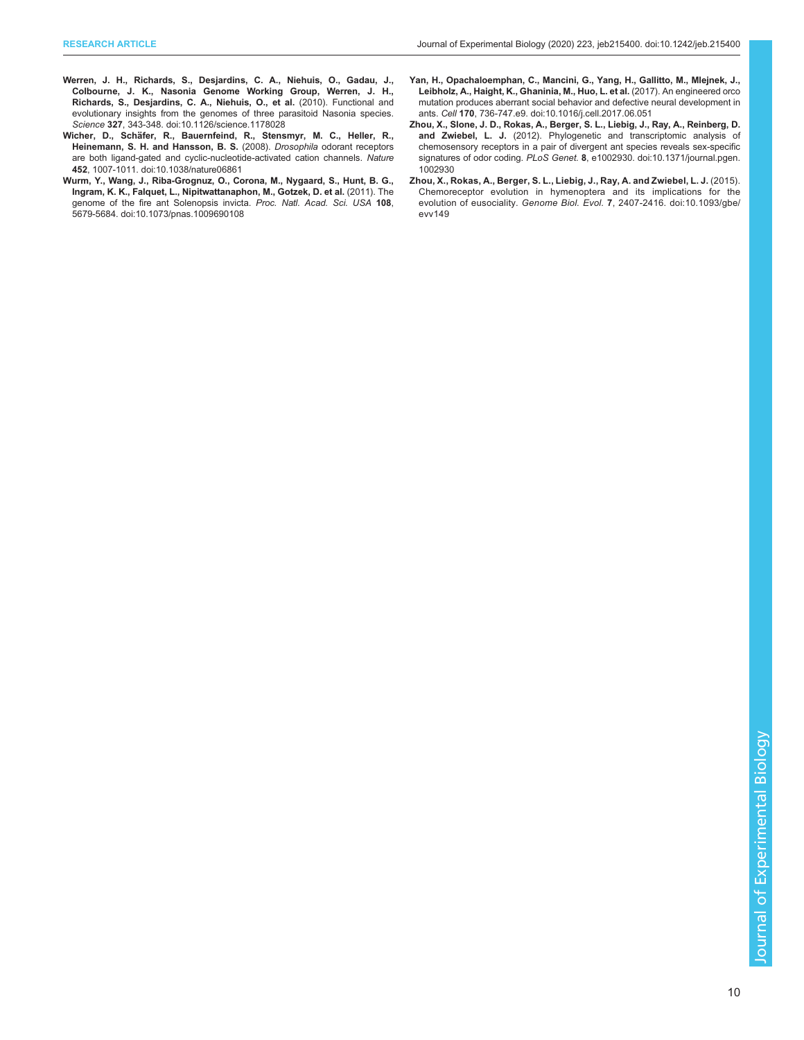**Werren, J. H., Richards, S., Desjardins, C. A., Niehuis, O., Gadau, J., Colbourne, J. K., Nasonia Genome Working Group, Werren, J. H., Richards, S., Desjardins, C. A., Niehuis, O., et al.** (2010). Functional and evolutionary insights from the genomes of three parasitoid Nasonia species. *Science* **327**, 343-348. doi:10.1126/science.1178028

**Wicher, D., Schäfer, R., Bauernfeind, R., Stensmyr, M. C., Heller, R., Heinemann, S. H. and Hansson, B. S.** (2008). *Drosophila* odorant receptors are both ligand-gated and cyclic-nucleotide-activated cation channels. *Nature* **452**, 1007-1011. doi:10.1038/nature06861

**Wurm, Y., Wang, J., Riba-Grognuz, O., Corona, M., Nygaard, S., Hunt, B. G., Ingram, K. K., Falquet, L., Nipitwattanaphon, M., Gotzek, D. et al.** (2011). The genome of the fire ant Solenopsis invicta. *Proc. Natl. Acad. Sci. USA* **108**, 5679-5684. doi:10.1073/pnas.1009690108

**Yan, H., Opachaloemphan, C., Mancini, G., Yang, H., Gallitto, M., Mlejnek, J., Leibholz, A., Haight, K., Ghaninia, M., Huo, L. et al.** (2017). An engineered orco mutation produces aberrant social behavior and defective neural development in ants. *Cell* **170**, 736-747.e9. doi:10.1016/j.cell.2017.06.051

**Zhou, X., Slone, J. D., Rokas, A., Berger, S. L., Liebig, J., Ray, A., Reinberg, D. and Zwiebel, L. J.** (2012). Phylogenetic and transcriptomic analysis of chemosensory receptors in a pair of divergent ant species reveals sex-specific signatures of odor coding. *PLoS Genet.* **8**, e1002930. doi:10.1371/journal.pgen.1002930

**Zhou, X., Rokas, A., Berger, S. L., Liebig, J., Ray, A. and Zwiebel, L. J.** (2015). Chemoreceptor evolution in hymenoptera and its implications for the evolution of eusociality. *Genome Biol. Evol.* **7**, 2407-2416. doi:10.1093/gbe/evv149